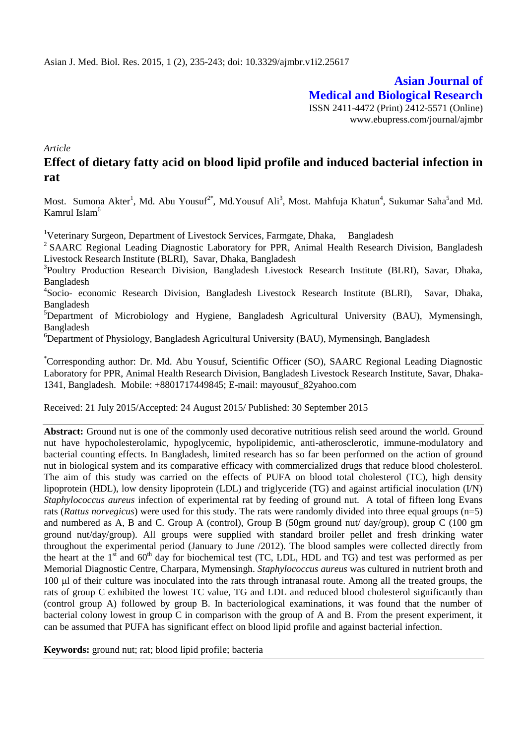Asian J. Med. Biol. Res. 2015, 1 (2), 235-243; doi: 10.3329/ajmbr.v1i2.25617

**Asian Journal of Medical and Biological Research**

ISSN 2411-4472 (Print) 2412-5571 (Online)
www.ebupress.com/journal/ajmbr

*Article*

# Effect of dietary fatty acid on blood lipid profile and induced bacterial infection in rat

Most. Sumona Akter[1], Md. Abu Yousuf[2*], Md.Yousuf Ali[3], Most. Mahfuja Khatun[4], Sukumar Saha[5] and Md. Kamrul Islam[6]

[1]Veterinary Surgeon, Department of Livestock Services, Farmgate, Dhaka, Bangladesh

[2] SAARC Regional Leading Diagnostic Laboratory for PPR, Animal Health Research Division, Bangladesh Livestock Research Institute (BLRI), Savar, Dhaka, Bangladesh

[3]Poultry Production Research Division, Bangladesh Livestock Research Institute (BLRI), Savar, Dhaka, Bangladesh

[4]Socio- economic Research Division, Bangladesh Livestock Research Institute (BLRI), Savar, Dhaka, Bangladesh

[5]Department of Microbiology and Hygiene, Bangladesh Agricultural University (BAU), Mymensingh, Bangladesh

[6]Department of Physiology, Bangladesh Agricultural University (BAU), Mymensingh, Bangladesh

[*]Corresponding author: Dr. Md. Abu Yousuf, Scientific Officer (SO), SAARC Regional Leading Diagnostic Laboratory for PPR, Animal Health Research Division, Bangladesh Livestock Research Institute, Savar, Dhaka-1341, Bangladesh. Mobile: +8801717449845; E-mail: mayousuf_82yahoo.com

Received: 21 July 2015/Accepted: 24 August 2015/ Published: 30 September 2015

**Abstract:** Ground nut is one of the commonly used decorative nutritious relish seed around the world. Ground nut have hypocholesterolamic, hypoglycemic, hypolipidemic, anti-atherosclerotic, immune-modulatory and bacterial counting effects. In Bangladesh, limited research has so far been performed on the action of ground nut in biological system and its comparative efficacy with commercialized drugs that reduce blood cholesterol. The aim of this study was carried on the effects of PUFA on blood total cholesterol (TC), high density lipoprotein (HDL), low density lipoprotein (LDL) and triglyceride (TG) and against artificial inoculation (I/N) *Staphylococcus aureus* infection of experimental rat by feeding of ground nut. A total of fifteen long Evans rats (*Rattus norvegicus*) were used for this study. The rats were randomly divided into three equal groups (n=5) and numbered as A, B and C. Group A (control), Group B (50gm ground nut/ day/group), group C (100 gm ground nut/day/group). All groups were supplied with standard broiler pellet and fresh drinking water throughout the experimental period (January to June /2012). The blood samples were collected directly from the heart at the 1[st] and 60[th] day for biochemical test (TC, LDL, HDL and TG) and test was performed as per Memorial Diagnostic Centre, Charpara, Mymensingh. *Staphylococcus aureus* was cultured in nutrient broth and 100 μl of their culture was inoculated into the rats through intranasal route. Among all the treated groups, the rats of group C exhibited the lowest TC value, TG and LDL and reduced blood cholesterol significantly than (control group A) followed by group B. In bacteriological examinations, it was found that the number of bacterial colony lowest in group C in comparison with the group of A and B. From the present experiment, it can be assumed that PUFA has significant effect on blood lipid profile and against bacterial infection.

**Keywords:** ground nut; rat; blood lipid profile; bacteria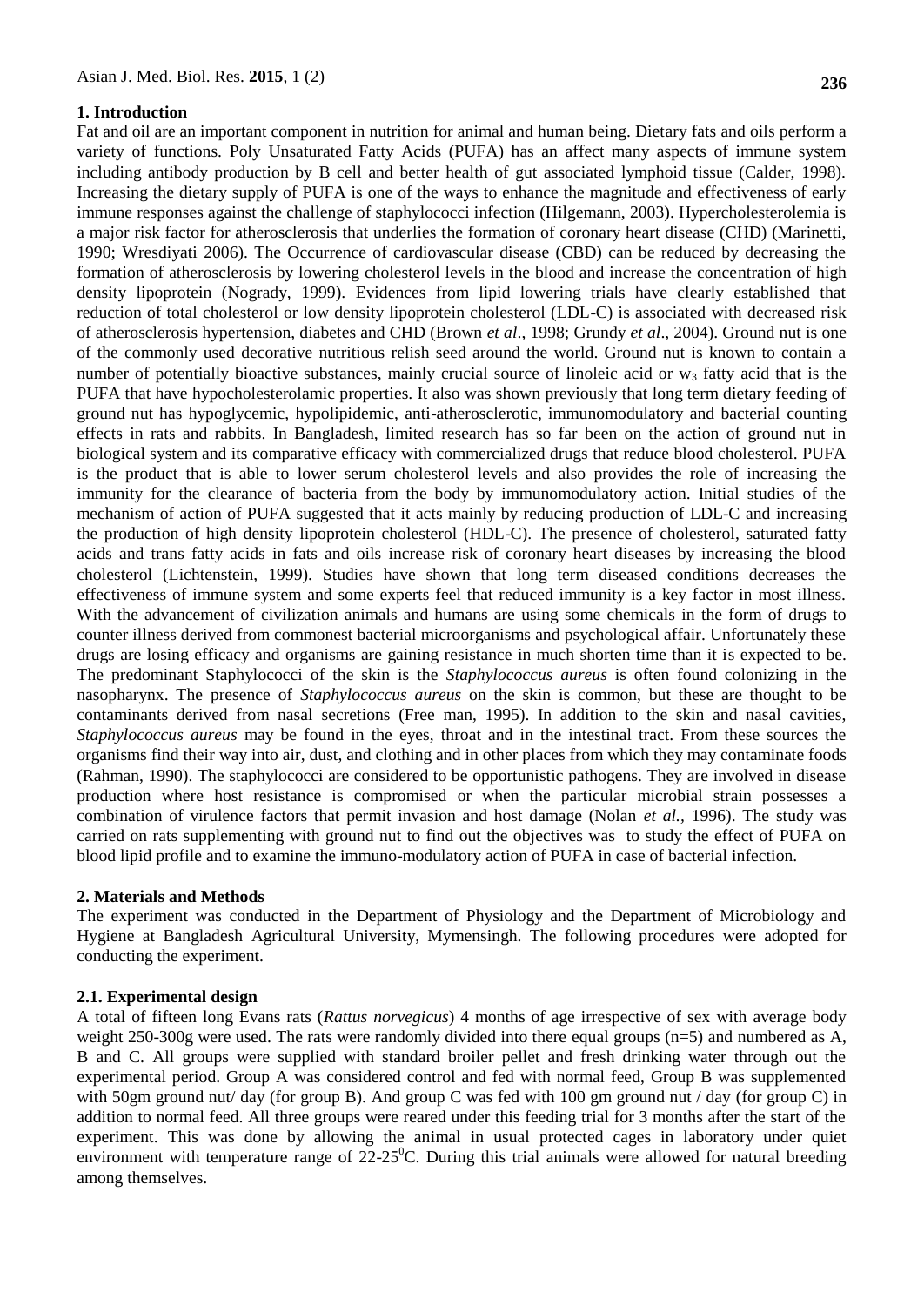## 1. Introduction

Fat and oil are an important component in nutrition for animal and human being. Dietary fats and oils perform a variety of functions. Poly Unsaturated Fatty Acids (PUFA) has an affect many aspects of immune system including antibody production by B cell and better health of gut associated lymphoid tissue (Calder, 1998). Increasing the dietary supply of PUFA is one of the ways to enhance the magnitude and effectiveness of early immune responses against the challenge of staphylococci infection (Hilgemann, 2003). Hypercholesterolemia is a major risk factor for atherosclerosis that underlies the formation of coronary heart disease (CHD) (Marinetti, 1990; Wresdiyati 2006). The Occurrence of cardiovascular disease (CBD) can be reduced by decreasing the formation of atherosclerosis by lowering cholesterol levels in the blood and increase the concentration of high density lipoprotein (Nogrady, 1999). Evidences from lipid lowering trials have clearly established that reduction of total cholesterol or low density lipoprotein cholesterol (LDL-C) is associated with decreased risk of atherosclerosis hypertension, diabetes and CHD (Brown *et al*., 1998; Grundy *et al*., 2004). Ground nut is one of the commonly used decorative nutritious relish seed around the world. Ground nut is known to contain a number of potentially bioactive substances, mainly crucial source of linoleic acid or $w_3$ fatty acid that is the PUFA that have hypocholesterolamic properties. It also was shown previously that long term dietary feeding of ground nut has hypoglycemic, hypolipidemic, anti-atherosclerotic, immunomodulatory and bacterial counting effects in rats and rabbits. In Bangladesh, limited research has so far been on the action of ground nut in biological system and its comparative efficacy with commercialized drugs that reduce blood cholesterol. PUFA is the product that is able to lower serum cholesterol levels and also provides the role of increasing the immunity for the clearance of bacteria from the body by immunomodulatory action. Initial studies of the mechanism of action of PUFA suggested that it acts mainly by reducing production of LDL-C and increasing the production of high density lipoprotein cholesterol (HDL-C). The presence of cholesterol, saturated fatty acids and trans fatty acids in fats and oils increase risk of coronary heart diseases by increasing the blood cholesterol (Lichtenstein, 1999). Studies have shown that long term diseased conditions decreases the effectiveness of immune system and some experts feel that reduced immunity is a key factor in most illness. With the advancement of civilization animals and humans are using some chemicals in the form of drugs to counter illness derived from commonest bacterial microorganisms and psychological affair. Unfortunately these drugs are losing efficacy and organisms are gaining resistance in much shorten time than it is expected to be. The predominant Staphylococci of the skin is the *Staphylococcus aureus* is often found colonizing in the nasopharynx. The presence of *Staphylococcus aureus* on the skin is common, but these are thought to be contaminants derived from nasal secretions (Free man, 1995). In addition to the skin and nasal cavities, *Staphylococcus aureus* may be found in the eyes, throat and in the intestinal tract. From these sources the organisms find their way into air, dust, and clothing and in other places from which they may contaminate foods (Rahman, 1990). The staphylococci are considered to be opportunistic pathogens. They are involved in disease production where host resistance is compromised or when the particular microbial strain possesses a combination of virulence factors that permit invasion and host damage (Nolan *et al.,* 1996). The study was carried on rats supplementing with ground nut to find out the objectives was to study the effect of PUFA on blood lipid profile and to examine the immuno-modulatory action of PUFA in case of bacterial infection.

## 2. Materials and Methods

The experiment was conducted in the Department of Physiology and the Department of Microbiology and Hygiene at Bangladesh Agricultural University, Mymensingh. The following procedures were adopted for conducting the experiment.

### 2.1. Experimental design

A total of fifteen long Evans rats (*Rattus norvegicus*) 4 months of age irrespective of sex with average body weight 250-300g were used. The rats were randomly divided into there equal groups (n=5) and numbered as A, B and C. All groups were supplied with standard broiler pellet and fresh drinking water through out the experimental period. Group A was considered control and fed with normal feed, Group B was supplemented with 50gm ground nut/ day (for group B). And group C was fed with 100 gm ground nut / day (for group C) in addition to normal feed. All three groups were reared under this feeding trial for 3 months after the start of the experiment. This was done by allowing the animal in usual protected cages in laboratory under quiet environment with temperature range of 22-25$^0$C. During this trial animals were allowed for natural breeding among themselves.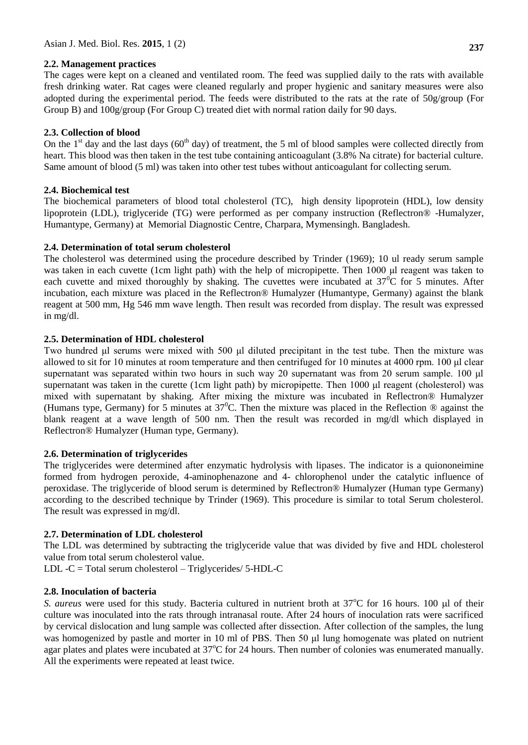### 2.2. Management practices

The cages were kept on a cleaned and ventilated room. The feed was supplied daily to the rats with available fresh drinking water. Rat cages were cleaned regularly and proper hygienic and sanitary measures were also adopted during the experimental period. The feeds were distributed to the rats at the rate of 50g/group (For Group B) and 100g/group (For Group C) treated diet with normal ration daily for 90 days.

### 2.3. Collection of blood

On the 1st day and the last days (60th day) of treatment, the 5 ml of blood samples were collected directly from heart. This blood was then taken in the test tube containing anticoagulant (3.8% Na citrate) for bacterial culture. Same amount of blood (5 ml) was taken into other test tubes without anticoagulant for collecting serum.

### 2.4. Biochemical test

The biochemical parameters of blood total cholesterol (TC), high density lipoprotein (HDL), low density lipoprotein (LDL), triglyceride (TG) were performed as per company instruction (Reflectron® -Humalyzer, Humantype, Germany) at Memorial Diagnostic Centre, Charpara, Mymensingh. Bangladesh.

### 2.4. Determination of total serum cholesterol

The cholesterol was determined using the procedure described by Trinder (1969); 10 ul ready serum sample was taken in each cuvette (1cm light path) with the help of micropipette. Then 1000 μl reagent was taken to each cuvette and mixed thoroughly by shaking. The cuvettes were incubated at $37^0$C for 5 minutes. After incubation, each mixture was placed in the Reflectron® Humalyzer (Humantype, Germany) against the blank reagent at 500 mm, Hg 546 mm wave length. Then result was recorded from display. The result was expressed in mg/dl.

### 2.5. Determination of HDL cholesterol

Two hundred μl serums were mixed with 500 μl diluted precipitant in the test tube. Then the mixture was allowed to sit for 10 minutes at room temperature and then centrifuged for 10 minutes at 4000 rpm. 100 μl clear supernatant was separated within two hours in such way 20 supernatant was from 20 serum sample. 100 μl supernatant was taken in the curette (1cm light path) by micropipette. Then 1000 μl reagent (cholesterol) was mixed with supernatant by shaking. After mixing the mixture was incubated in Reflectron® Humalyzer (Humans type, Germany) for 5 minutes at $37^0$C. Then the mixture was placed in the Reflection ® against the blank reagent at a wave length of 500 nm. Then the result was recorded in mg/dl which displayed in Reflectron® Humalyzer (Human type, Germany).

### 2.6. Determination of triglycerides

The triglycerides were determined after enzymatic hydrolysis with lipases. The indicator is a quiononeimine formed from hydrogen peroxide, 4-aminophenazone and 4- chlorophenol under the catalytic influence of peroxidase. The triglyceride of blood serum is determined by Reflectron® Humalyzer (Human type Germany) according to the described technique by Trinder (1969). This procedure is similar to total Serum cholesterol. The result was expressed in mg/dl.

### 2.7. Determination of LDL cholesterol

The LDL was determined by subtracting the triglyceride value that was divided by five and HDL cholesterol value from total serum cholesterol value.

LDL -C = Total serum cholesterol – Triglycerides/ 5-HDL-C

### 2.8. Inoculation of bacteria

*S. aureus* were used for this study. Bacteria cultured in nutrient broth at $37^o$C for 16 hours. 100 μl of their culture was inoculated into the rats through intranasal route. After 24 hours of inoculation rats were sacrificed by cervical dislocation and lung sample was collected after dissection. After collection of the samples, the lung was homogenized by pastle and morter in 10 ml of PBS. Then 50 μl lung homogenate was plated on nutrient agar plates and plates were incubated at $37^o$C for 24 hours. Then number of colonies was enumerated manually. All the experiments were repeated at least twice.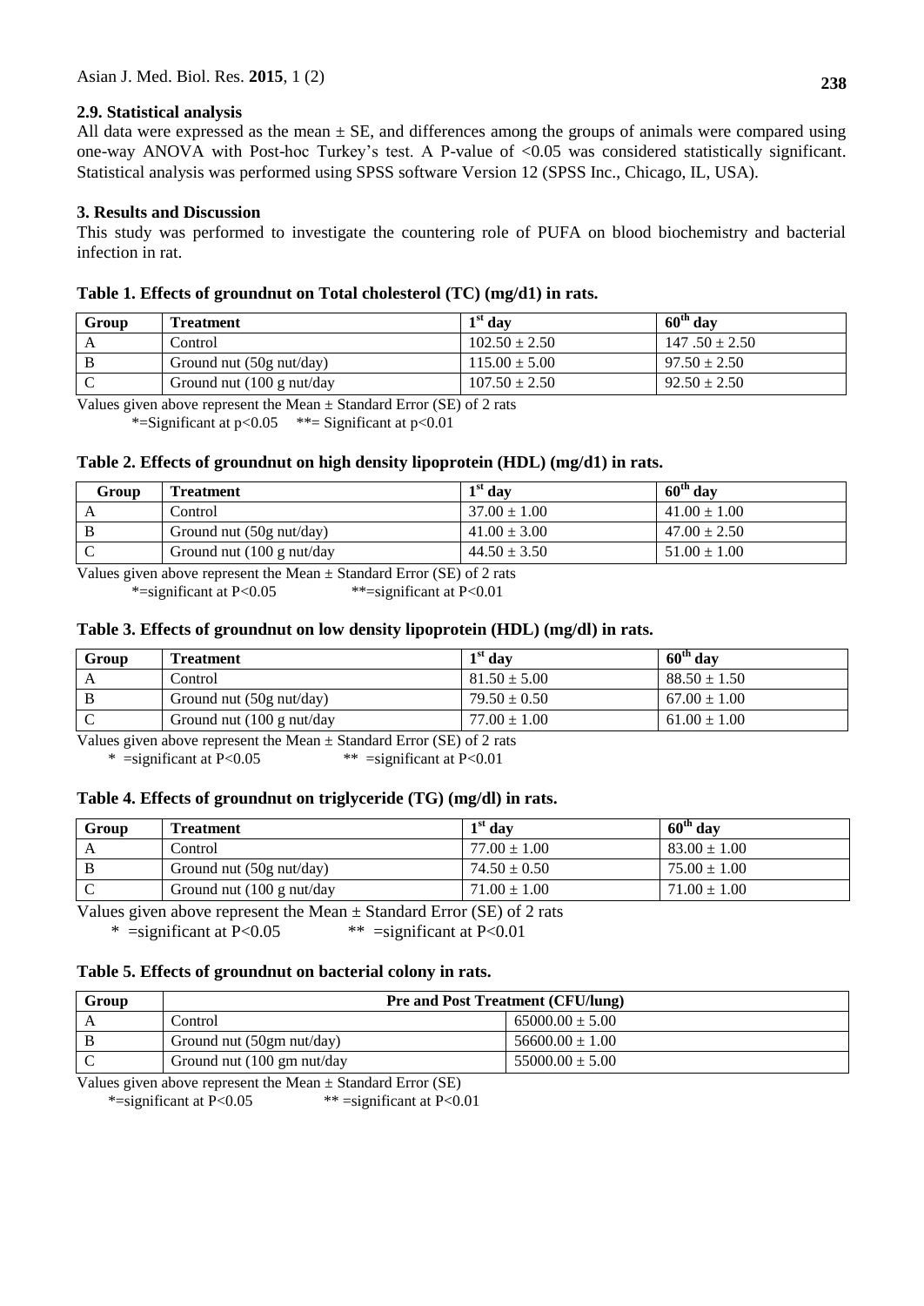### 2.9. Statistical analysis

All data were expressed as the mean ± SE, and differences among the groups of animals were compared using one-way ANOVA with Post-hoc Turkey's test. A P-value of <0.05 was considered statistically significant. Statistical analysis was performed using SPSS software Version 12 (SPSS Inc., Chicago, IL, USA).

## 3. Results and Discussion

This study was performed to investigate the countering role of PUFA on blood biochemistry and bacterial infection in rat.

**Table 1. Effects of groundnut on Total cholesterol (TC) (mg/d1) in rats.**

| Group | Treatment | 1st day | 60th day |
|---|---|---|---|
| A | Control | 102.50 ± 2.50 | 147 .50 ± 2.50 |
| B | Ground nut (50g nut/day) | 115.00 ± 5.00 | 97.50 ± 2.50 |
| C | Ground nut (100 g nut/day | 107.50 ± 2.50 | 92.50 ± 2.50 |

Values given above represent the Mean ± Standard Error (SE) of 2 rats

*=Significant at p<0.05 **= Significant at p<0.01

**Table 2. Effects of groundnut on high density lipoprotein (HDL) (mg/d1) in rats.**

| Group | Treatment | 1st day | 60th day |
|---|---|---|---|
| A | Control | 37.00 ± 1.00 | 41.00 ± 1.00 |
| B | Ground nut (50g nut/day) | 41.00 ± 3.00 | 47.00 ± 2.50 |
| C | Ground nut (100 g nut/day | 44.50 ± 3.50 | 51.00 ± 1.00 |

Values given above represent the Mean ± Standard Error (SE) of 2 rats

*=significant at P<0.05 **=significant at P<0.01

**Table 3. Effects of groundnut on low density lipoprotein (HDL) (mg/dl) in rats.**

| Group | Treatment | 1st day | 60th day |
|---|---|---|---|
| A | Control | 81.50 ± 5.00 | 88.50 ± 1.50 |
| B | Ground nut (50g nut/day) | 79.50 ± 0.50 | 67.00 ± 1.00 |
| C | Ground nut (100 g nut/day | 77.00 ± 1.00 | 61.00 ± 1.00 |

Values given above represent the Mean ± Standard Error (SE) of 2 rats

* =significant at P<0.05 ** =significant at P<0.01

**Table 4. Effects of groundnut on triglyceride (TG) (mg/dl) in rats.**

| Group | Treatment | 1st day | 60th day |
|---|---|---|---|
| A | Control | 77.00 ± 1.00 | 83.00 ± 1.00 |
| B | Ground nut (50g nut/day) | 74.50 ± 0.50 | 75.00 ± 1.00 |
| C | Ground nut (100 g nut/day | 71.00 ± 1.00 | 71.00 ± 1.00 |

Values given above represent the Mean ± Standard Error (SE) of 2 rats

* =significant at P<0.05 ** =significant at P<0.01

**Table 5. Effects of groundnut on bacterial colony in rats.**

| Group | Pre and Post Treatment (CFU/lung) | |
|---|---|---|
| A | Control | 65000.00 ± 5.00 |
| B | Ground nut (50gm nut/day) | 56600.00 ± 1.00 |
| C | Ground nut (100 gm nut/day | 55000.00 ± 5.00 |

Values given above represent the Mean ± Standard Error (SE)

*=significant at P<0.05 ** =significant at P<0.01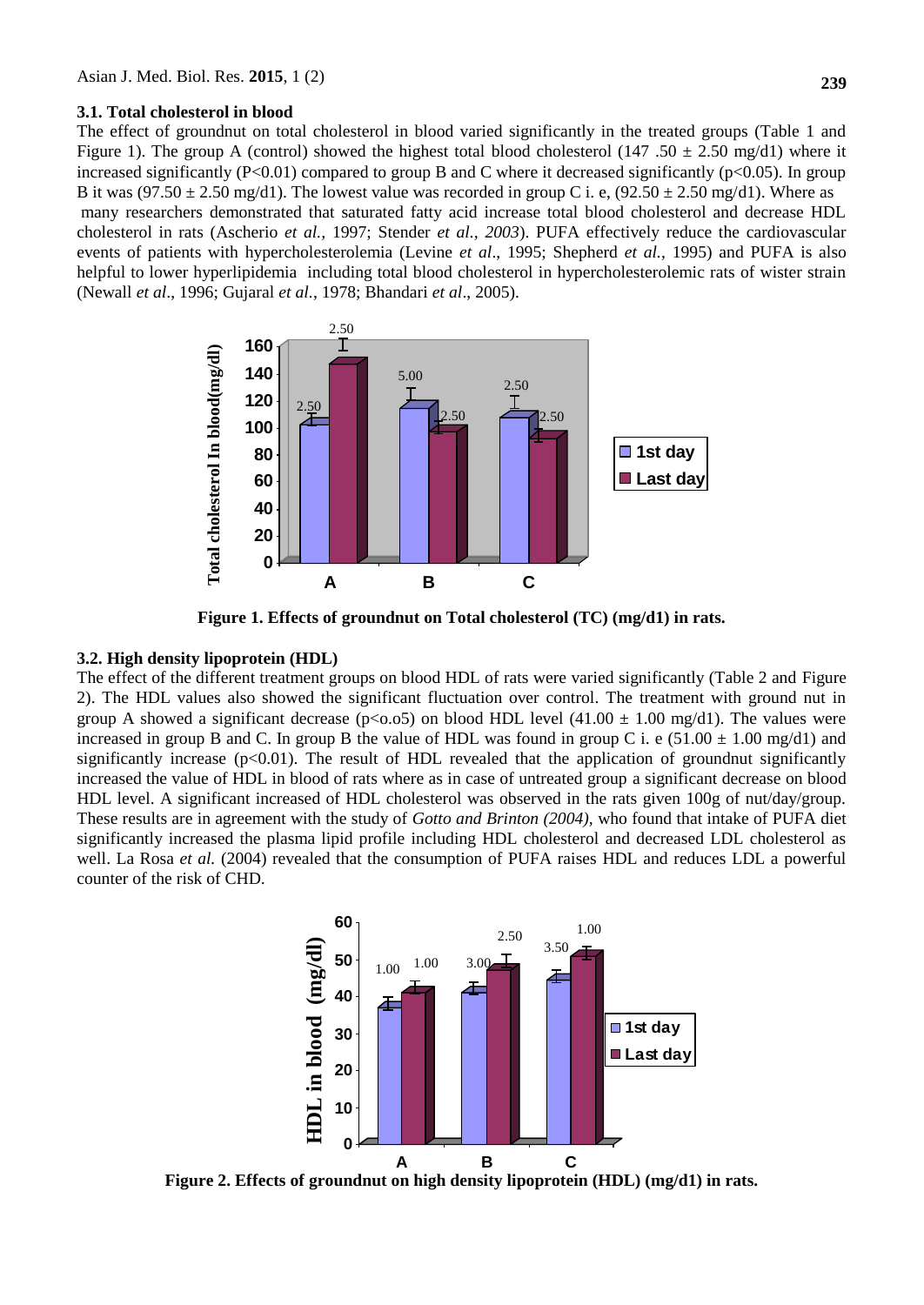### 3.1. Total cholesterol in blood

The effect of groundnut on total cholesterol in blood varied significantly in the treated groups (Table 1 and Figure 1). The group A (control) showed the highest total blood cholesterol (147 .50 ± 2.50 mg/d1) where it increased significantly (P<0.01) compared to group B and C where it decreased significantly (p<0.05). In group B it was (97.50 ± 2.50 mg/d1). The lowest value was recorded in group C i. e, (92.50 ± 2.50 mg/d1). Where as many researchers demonstrated that saturated fatty acid increase total blood cholesterol and decrease HDL cholesterol in rats (Ascherio *et al.,* 1997; Stender *et al., 2003*). PUFA effectively reduce the cardiovascular events of patients with hypercholesterolemia (Levine *et al*., 1995; Shepherd *et al.*, 1995) and PUFA is also helpful to lower hyperlipidemia including total blood cholesterol in hypercholesterolemic rats of wister strain (Newall *et al*., 1996; Gujaral *et al.*, 1978; Bhandari *et al*., 2005).

Total cholesterol In blood(mg/dl)
160
140
120
100
80
60
40
20
0
2.50
2.50
5.00
2.50
2.50
2.50
A
B
C
1st day
Last day

**Figure 1. Effects of groundnut on Total cholesterol (TC) (mg/d1) in rats.**

### 3.2. High density lipoprotein (HDL)

The effect of the different treatment groups on blood HDL of rats were varied significantly (Table 2 and Figure 2). The HDL values also showed the significant fluctuation over control. The treatment with ground nut in group A showed a significant decrease (p<o.o5) on blood HDL level (41.00 ± 1.00 mg/d1). The values were increased in group B and C. In group B the value of HDL was found in group C i. e (51.00 ± 1.00 mg/d1) and significantly increase (p<0.01). The result of HDL revealed that the application of groundnut significantly increased the value of HDL in blood of rats where as in case of untreated group a significant decrease on blood HDL level. A significant increased of HDL cholesterol was observed in the rats given 100g of nut/day/group. These results are in agreement with the study of *Gotto and Brinton (2004)*, who found that intake of PUFA diet significantly increased the plasma lipid profile including HDL cholesterol and decreased LDL cholesterol as well. La Rosa *et al.* (2004) revealed that the consumption of PUFA raises HDL and reduces LDL a powerful counter of the risk of CHD.

HDL in blood (mg/dl)
60
50
40
30
20
10
0
1.00
1.00
3.00
2.50
3.50
1.00
A
B
C
1st day
Last day

**Figure 2. Effects of groundnut on high density lipoprotein (HDL) (mg/d1) in rats.**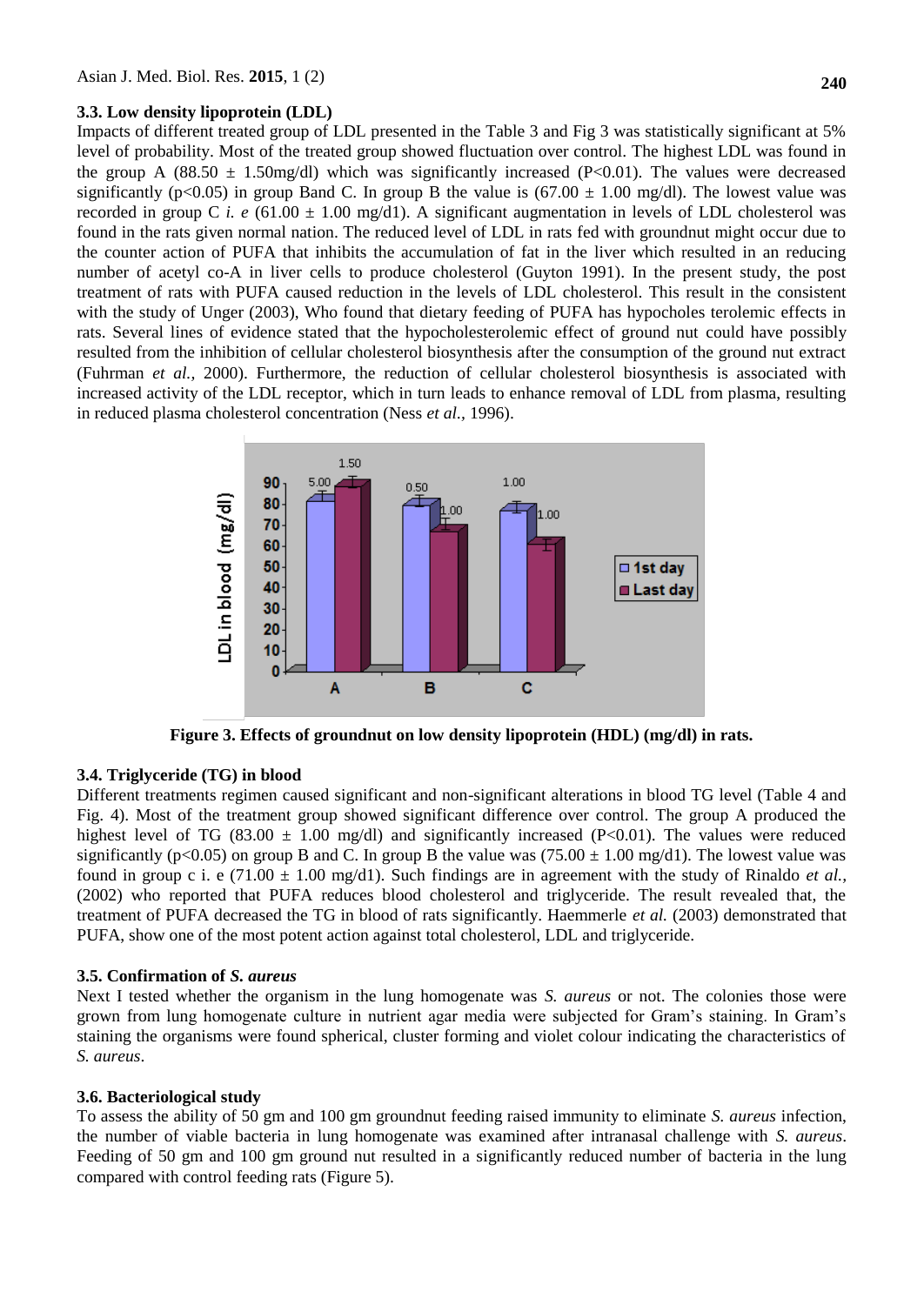### 3.3. Low density lipoprotein (LDL)

Impacts of different treated group of LDL presented in the Table 3 and Fig 3 was statistically significant at 5% level of probability. Most of the treated group showed fluctuation over control. The highest LDL was found in the group A (88.50 ± 1.50mg/dl) which was significantly increased (P<0.01). The values were decreased significantly (p<0.05) in group Band C. In group B the value is (67.00 ± 1.00 mg/dl). The lowest value was recorded in group C *i. e* (61.00 ± 1.00 mg/d1). A significant augmentation in levels of LDL cholesterol was found in the rats given normal nation. The reduced level of LDL in rats fed with groundnut might occur due to the counter action of PUFA that inhibits the accumulation of fat in the liver which resulted in an reducing number of acetyl co-A in liver cells to produce cholesterol (Guyton 1991). In the present study, the post treatment of rats with PUFA caused reduction in the levels of LDL cholesterol. This result in the consistent with the study of Unger (2003), Who found that dietary feeding of PUFA has hypocholes terolemic effects in rats. Several lines of evidence stated that the hypocholesterolemic effect of ground nut could have possibly resulted from the inhibition of cellular cholesterol biosynthesis after the consumption of the ground nut extract (Fuhrman *et al.,* 2000). Furthermore, the reduction of cellular cholesterol biosynthesis is associated with increased activity of the LDL receptor, which in turn leads to enhance removal of LDL from plasma, resulting in reduced plasma cholesterol concentration (Ness *et al.,* 1996).

LDL in blood (mg/dl)

0 10 20 30 40 50 60 70 80 90

5.00 1.50 0.50 1.00 1.00 1.00

A B C

1st day
Last day

**Figure 3. Effects of groundnut on low density lipoprotein (HDL) (mg/dl) in rats.**

### 3.4. Triglyceride (TG) in blood

Different treatments regimen caused significant and non-significant alterations in blood TG level (Table 4 and Fig. 4). Most of the treatment group showed significant difference over control. The group A produced the highest level of TG (83.00 ± 1.00 mg/dl) and significantly increased (P<0.01). The values were reduced significantly (p<0.05) on group B and C. In group B the value was (75.00 ± 1.00 mg/d1). The lowest value was found in group c i. e (71.00 ± 1.00 mg/d1). Such findings are in agreement with the study of Rinaldo *et al.,* (2002) who reported that PUFA reduces blood cholesterol and triglyceride. The result revealed that, the treatment of PUFA decreased the TG in blood of rats significantly. Haemmerle *et al.* (2003) demonstrated that PUFA, show one of the most potent action against total cholesterol, LDL and triglyceride.

### 3.5. Confirmation of *S. aureus*

Next I tested whether the organism in the lung homogenate was *S. aureus* or not. The colonies those were grown from lung homogenate culture in nutrient agar media were subjected for Gram's staining. In Gram's staining the organisms were found spherical, cluster forming and violet colour indicating the characteristics of *S. aureus*.

### 3.6. Bacteriological study

To assess the ability of 50 gm and 100 gm groundnut feeding raised immunity to eliminate *S. aureus* infection, the number of viable bacteria in lung homogenate was examined after intranasal challenge with *S. aureus*. Feeding of 50 gm and 100 gm ground nut resulted in a significantly reduced number of bacteria in the lung compared with control feeding rats (Figure 5).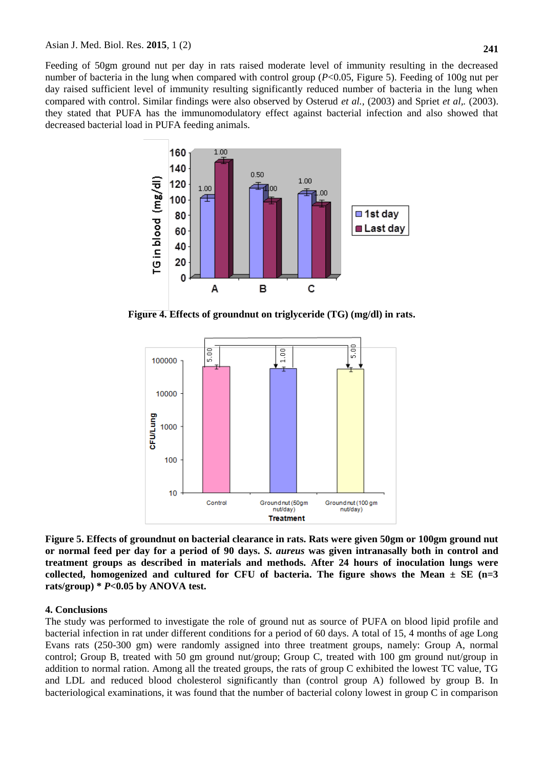Feeding of 50gm ground nut per day in rats raised moderate level of immunity resulting in the decreased number of bacteria in the lung when compared with control group ($P<0.05$, Figure 5). Feeding of 100g nut per day raised sufficient level of immunity resulting significantly reduced number of bacteria in the lung when compared with control. Similar findings were also observed by Osterud *et al.*, (2003) and Spriet *et al*,. (2003). they stated that PUFA has the immunomodulatory effect against bacterial infection and also showed that decreased bacterial load in PUFA feeding animals.

TG in blood (mg/dl)
160
140
120
100
80
60
40
20
0
1.00
1.00
0.50
1.00
1.00
1.00
A
B
C
1st day
Last day

**Figure 4. Effects of groundnut on triglyceride (TG) (mg/dl) in rats.**

CFU/Lung
100000
10000
1000
100
10
5.00
1.00
5.00
Control
Ground nut (50gm nut/day)
Ground nut (100 gm nut/day)
Treatment

**Figure 5. Effects of groundnut on bacterial clearance in rats. Rats were given 50gm or 100gm ground nut or normal feed per day for a period of 90 days. *S. aureus* was given intranasally both in control and treatment groups as described in materials and methods. After 24 hours of inoculation lungs were collected, homogenized and cultured for CFU of bacteria. The figure shows the Mean ± SE (n=3 rats/group) * $P<0.05$ by ANOVA test.**

## 4. Conclusions

The study was performed to investigate the role of ground nut as source of PUFA on blood lipid profile and bacterial infection in rat under different conditions for a period of 60 days. A total of 15, 4 months of age Long Evans rats (250-300 gm) were randomly assigned into three treatment groups, namely: Group A, normal control; Group B, treated with 50 gm ground nut/group; Group C, treated with 100 gm ground nut/group in addition to normal ration. Among all the treated groups, the rats of group C exhibited the lowest TC value, TG and LDL and reduced blood cholesterol significantly than (control group A) followed by group B. In bacteriological examinations, it was found that the number of bacterial colony lowest in group C in comparison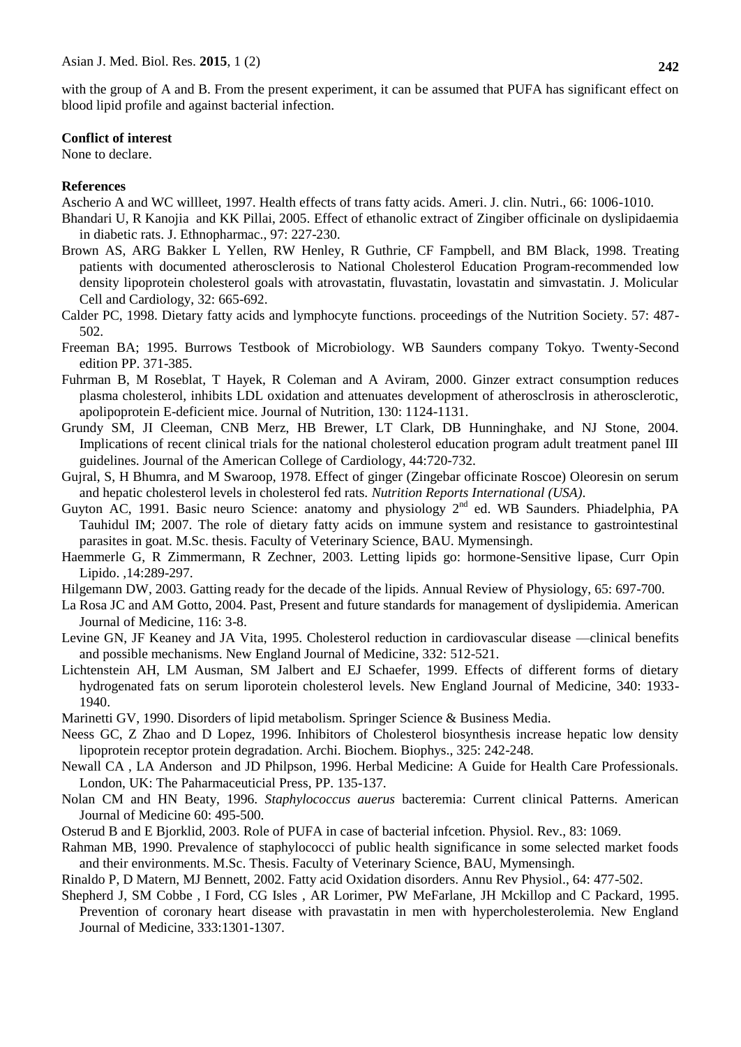with the group of A and B. From the present experiment, it can be assumed that PUFA has significant effect on blood lipid profile and against bacterial infection.

**Conflict of interest**

None to declare.

**References**

Ascherio A and WC willleet, 1997. Health effects of trans fatty acids. Ameri. J. clin. Nutri., 66: 1006-1010.

Bhandari U, R Kanojia and KK Pillai, 2005. Effect of ethanolic extract of Zingiber officinale on dyslipidaemia in diabetic rats. J. Ethnopharmac., 97: 227-230.

Brown AS, ARG Bakker L Yellen, RW Henley, R Guthrie, CF Fampbell, and BM Black, 1998. Treating patients with documented atherosclerosis to National Cholesterol Education Program-recommended low density lipoprotein cholesterol goals with atrovastatin, fluvastatin, lovastatin and simvastatin. J. Molicular Cell and Cardiology, 32: 665-692.

Calder PC, 1998. Dietary fatty acids and lymphocyte functions. proceedings of the Nutrition Society. 57: 487-502.

Freeman BA; 1995. Burrows Testbook of Microbiology. WB Saunders company Tokyo. Twenty-Second edition PP. 371-385.

Fuhrman B, M Roseblat, T Hayek, R Coleman and A Aviram, 2000. Ginzer extract consumption reduces plasma cholesterol, inhibits LDL oxidation and attenuates development of atherosclrosis in atherosclerotic, apolipoprotein E-deficient mice. Journal of Nutrition, 130: 1124-1131.

Grundy SM, JI Cleeman, CNB Merz, HB Brewer, LT Clark, DB Hunninghake, and NJ Stone, 2004. Implications of recent clinical trials for the national cholesterol education program adult treatment panel III guidelines. Journal of the American College of Cardiology, 44:720-732.

Gujral, S, H Bhumra, and M Swaroop, 1978. Effect of ginger (Zingebar officinate Roscoe) Oleoresin on serum and hepatic cholesterol levels in cholesterol fed rats. *Nutrition Reports International (USA)*.

Guyton AC, 1991. Basic neuro Science: anatomy and physiology 2[nd] ed. WB Saunders. Phiadelphia, PA Tauhidul IM; 2007. The role of dietary fatty acids on immune system and resistance to gastrointestinal parasites in goat. M.Sc. thesis. Faculty of Veterinary Science, BAU. Mymensingh.

Haemmerle G, R Zimmermann, R Zechner, 2003. Letting lipids go: hormone-Sensitive lipase, Curr Opin Lipido. ,14:289-297.

Hilgemann DW, 2003. Gatting ready for the decade of the lipids. Annual Review of Physiology, 65: 697-700.

La Rosa JC and AM Gotto, 2004. Past, Present and future standards for management of dyslipidemia. American Journal of Medicine, 116: 3-8.

Levine GN, JF Keaney and JA Vita, 1995. Cholesterol reduction in cardiovascular disease —clinical benefits and possible mechanisms. New England Journal of Medicine, 332: 512-521.

Lichtenstein AH, LM Ausman, SM Jalbert and EJ Schaefer, 1999. Effects of different forms of dietary hydrogenated fats on serum liporotein cholesterol levels. New England Journal of Medicine, 340: 1933-1940.

Marinetti GV, 1990. Disorders of lipid metabolism. Springer Science & Business Media.

Neess GC, Z Zhao and D Lopez, 1996. Inhibitors of Cholesterol biosynthesis increase hepatic low density lipoprotein receptor protein degradation. Archi. Biochem. Biophys., 325: 242-248.

Newall CA , LA Anderson and JD Philpson, 1996. Herbal Medicine: A Guide for Health Care Professionals. London, UK: The Paharmaceuticial Press, PP. 135-137.

Nolan CM and HN Beaty, 1996. *Staphylococcus auerus* bacteremia: Current clinical Patterns. American Journal of Medicine 60: 495-500.

Osterud B and E Bjorklid, 2003. Role of PUFA in case of bacterial infcetion. Physiol. Rev., 83: 1069.

Rahman MB, 1990. Prevalence of staphylococci of public health significance in some selected market foods and their environments. M.Sc. Thesis. Faculty of Veterinary Science, BAU, Mymensingh.

Rinaldo P, D Matern, MJ Bennett, 2002. Fatty acid Oxidation disorders. Annu Rev Physiol., 64: 477-502.

Shepherd J, SM Cobbe , I Ford, CG Isles , AR Lorimer, PW MeFarlane, JH Mckillop and C Packard, 1995. Prevention of coronary heart disease with pravastatin in men with hypercholesterolemia. New England Journal of Medicine, 333:1301-1307.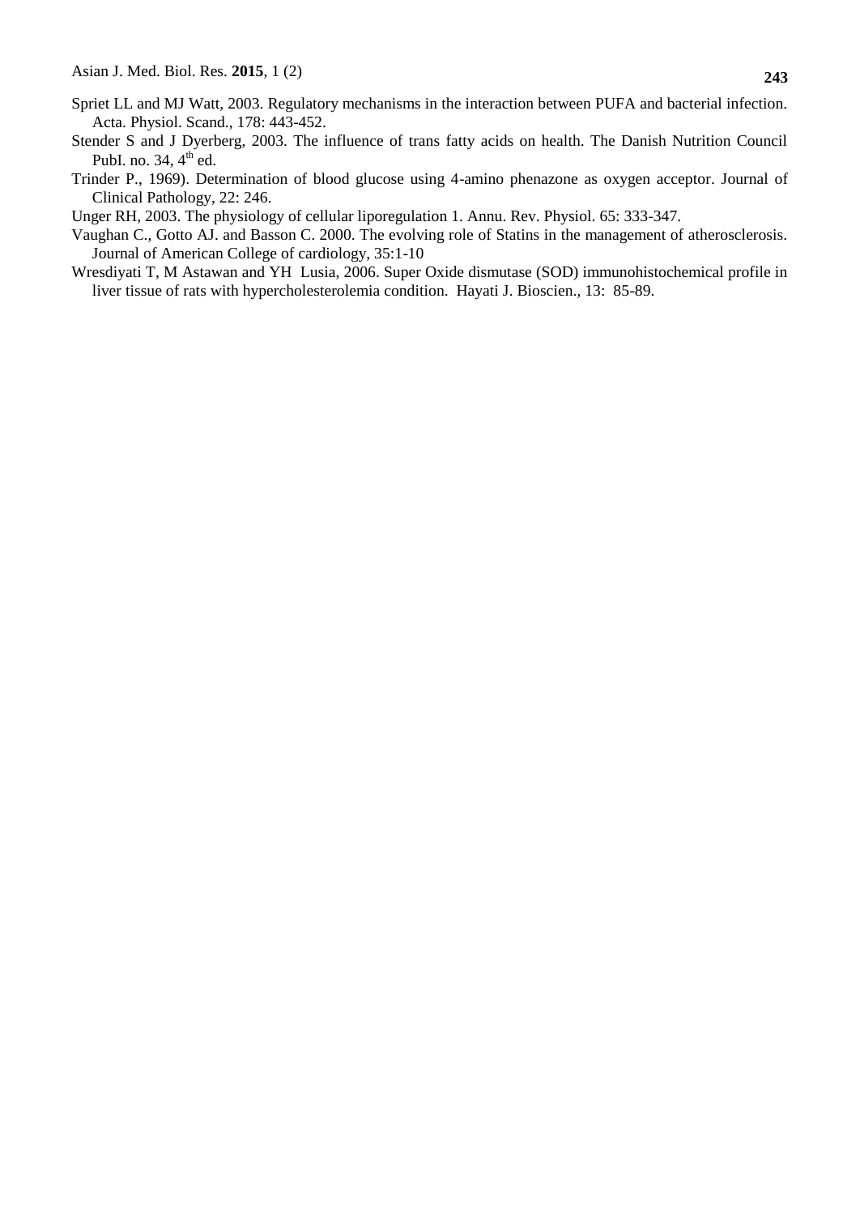Spriet LL and MJ Watt, 2003. Regulatory mechanisms in the interaction between PUFA and bacterial infection. Acta. Physiol. Scand., 178: 443-452.

Stender S and J Dyerberg, 2003. The influence of trans fatty acids on health. The Danish Nutrition Council PubI. no. 34, 4th ed.

Trinder P., 1969). Determination of blood glucose using 4-amino phenazone as oxygen acceptor. Journal of Clinical Pathology, 22: 246.

Unger RH, 2003. The physiology of cellular liporegulation 1. Annu. Rev. Physiol. 65: 333-347.

Vaughan C., Gotto AJ. and Basson C. 2000. The evolving role of Statins in the management of atherosclerosis. Journal of American College of cardiology, 35:1-10

Wresdiyati T, M Astawan and YH Lusia, 2006. Super Oxide dismutase (SOD) immunohistochemical profile in liver tissue of rats with hypercholesterolemia condition. Hayati J. Bioscien., 13: 85-89.